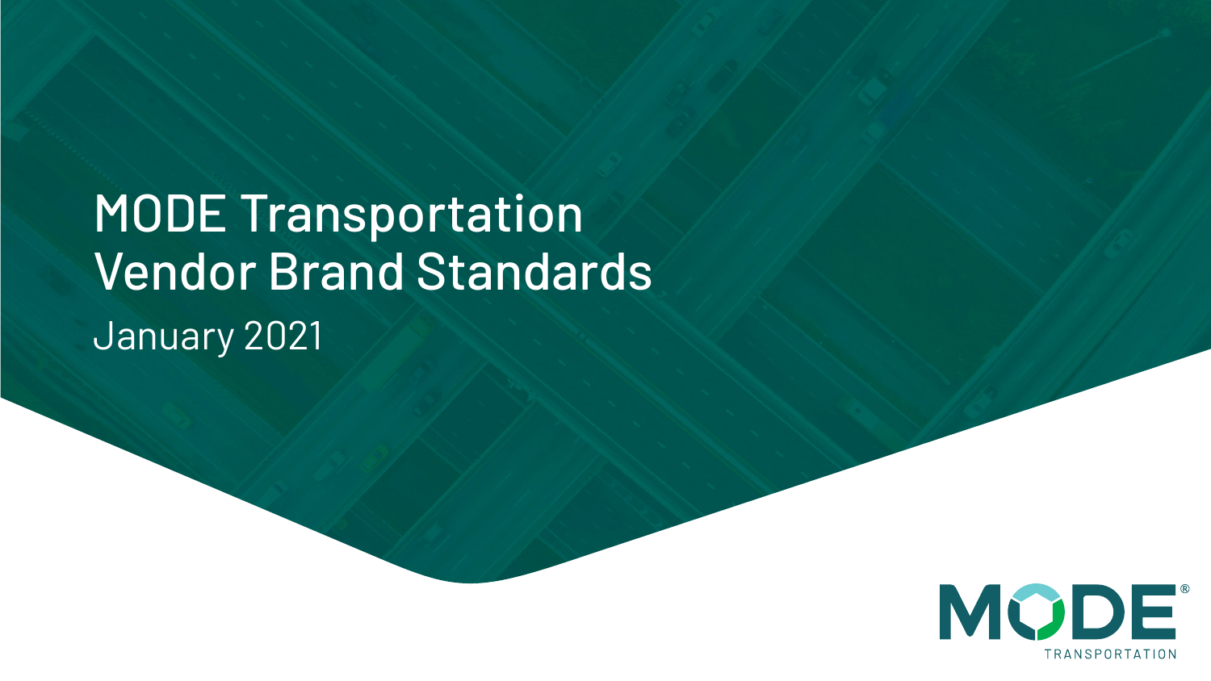# MODE Transportation Vendor Brand Standards

January 2021

MODE®

TRANSPORTATION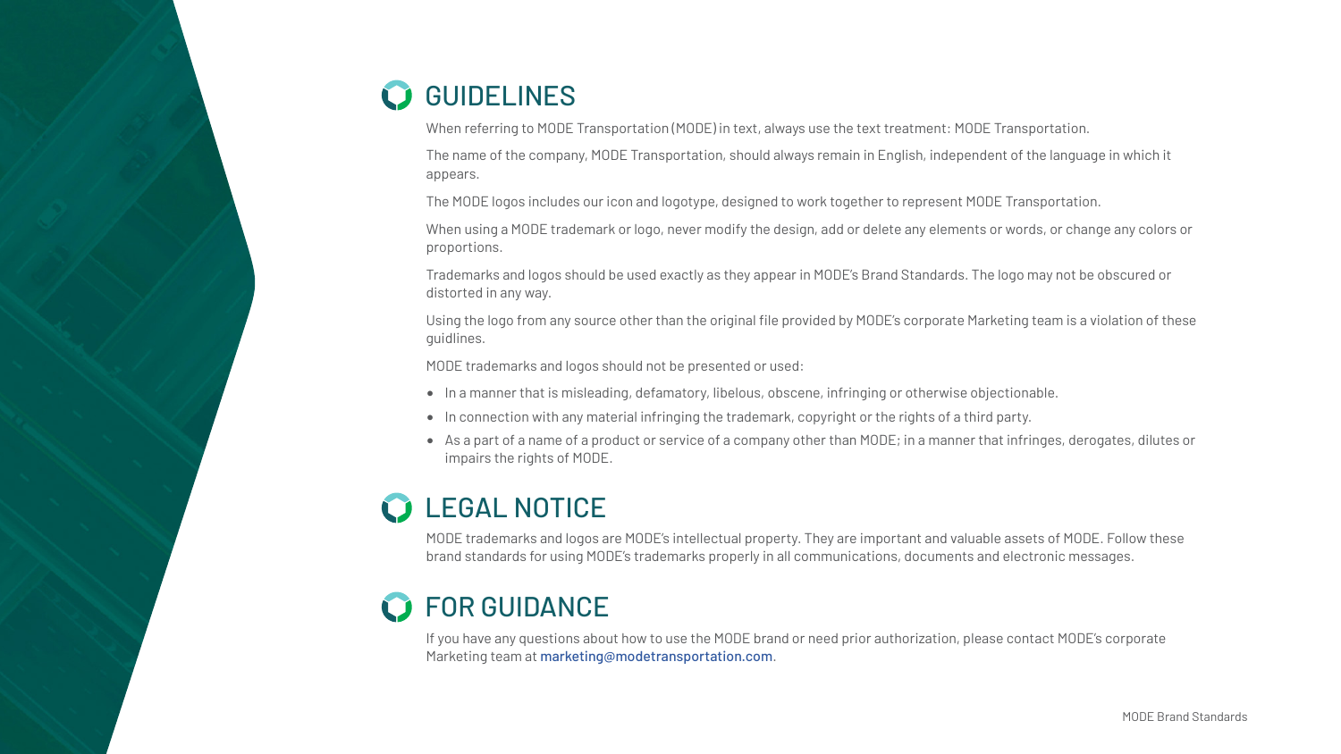## GUIDELINES

When referring to MODE Transportation (MODE) in text, always use the text treatment: MODE Transportation.

The name of the company, MODE Transportation, should always remain in English, independent of the language in which it appears.

The MODE logos includes our icon and logotype, designed to work together to represent MODE Transportation.

When using a MODE trademark or logo, never modify the design, add or delete any elements or words, or change any colors or proportions.

Trademarks and logos should be used exactly as they appear in MODE's Brand Standards. The logo may not be obscured or distorted in any way.

Using the logo from any source other than the original file provided by MODE's corporate Marketing team is a violation of these guidlines.

MODE trademarks and logos should not be presented or used:

- In a manner that is misleading, defamatory, libelous, obscene, infringing or otherwise objectionable.
- In connection with any material infringing the trademark, copyright or the rights of a third party.
- As a part of a name of a product or service of a company other than MODE; in a manner that infringes, derogates, dilutes or impairs the rights of MODE.

## LEGAL NOTICE

MODE trademarks and logos are MODE's intellectual property. They are important and valuable assets of MODE. Follow these brand standards for using MODE's trademarks properly in all communications, documents and electronic messages.

## FOR GUIDANCE

If you have any questions about how to use the MODE brand or need prior authorization, please contact MODE's corporate Marketing team at marketing@modetransportation.com.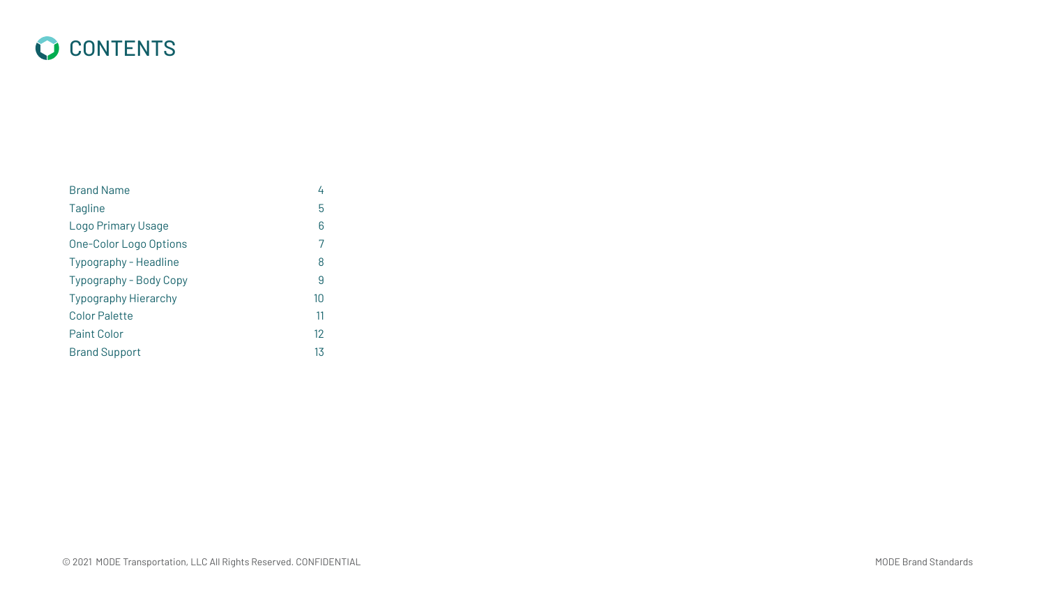# CONTENTS

| | |
|---|---|
| Brand Name | 4 |
| Tagline | 5 |
| Logo Primary Usage | 6 |
| One-Color Logo Options | 7 |
| Typography - Headline | 8 |
| Typography - Body Copy | 9 |
| Typography Hierarchy | 10 |
| Color Palette | 11 |
| Paint Color | 12 |
| Brand Support | 13 |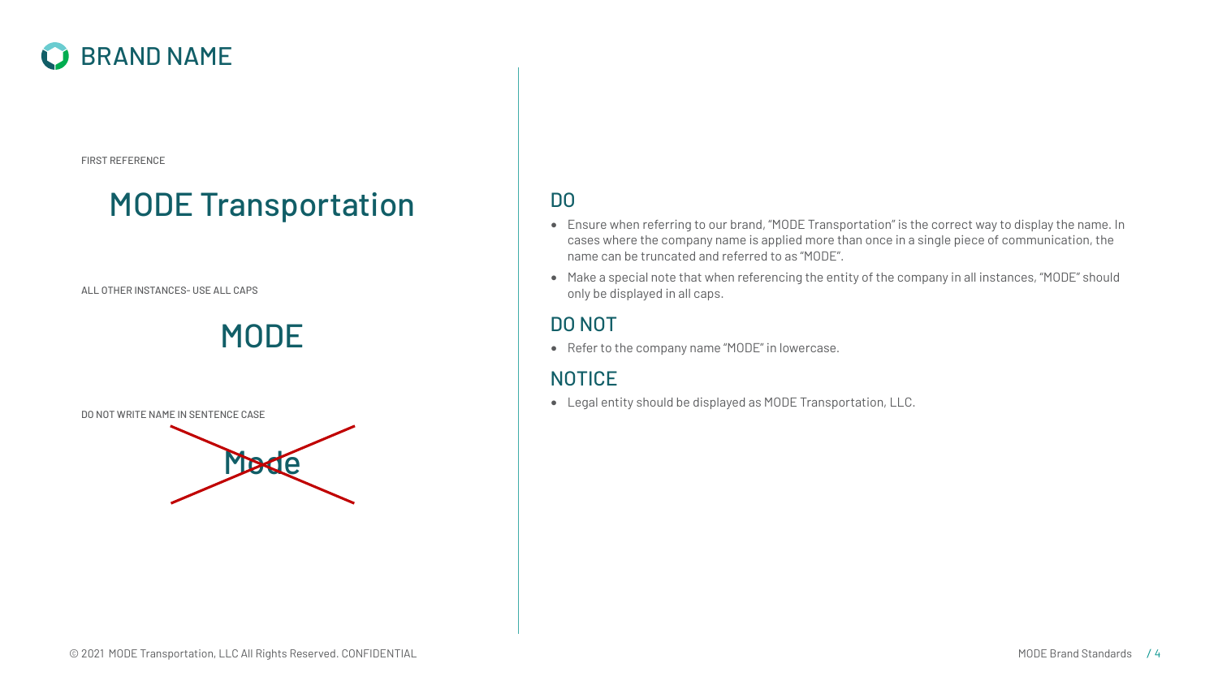# BRAND NAME

FIRST REFERENCE

## MODE Transportation

ALL OTHER INSTANCES- USE ALL CAPS

## MODE

DO NOT WRITE NAME IN SENTENCE CASE

~~Mode~~

## DO

- Ensure when referring to our brand, "MODE Transportation" is the correct way to display the name. In cases where the company name is applied more than once in a single piece of communication, the name can be truncated and referred to as "MODE".
- Make a special note that when referencing the entity of the company in all instances, "MODE" should only be displayed in all caps.

## DO NOT

- Refer to the company name "MODE" in lowercase.

## NOTICE

- Legal entity should be displayed as MODE Transportation, LLC.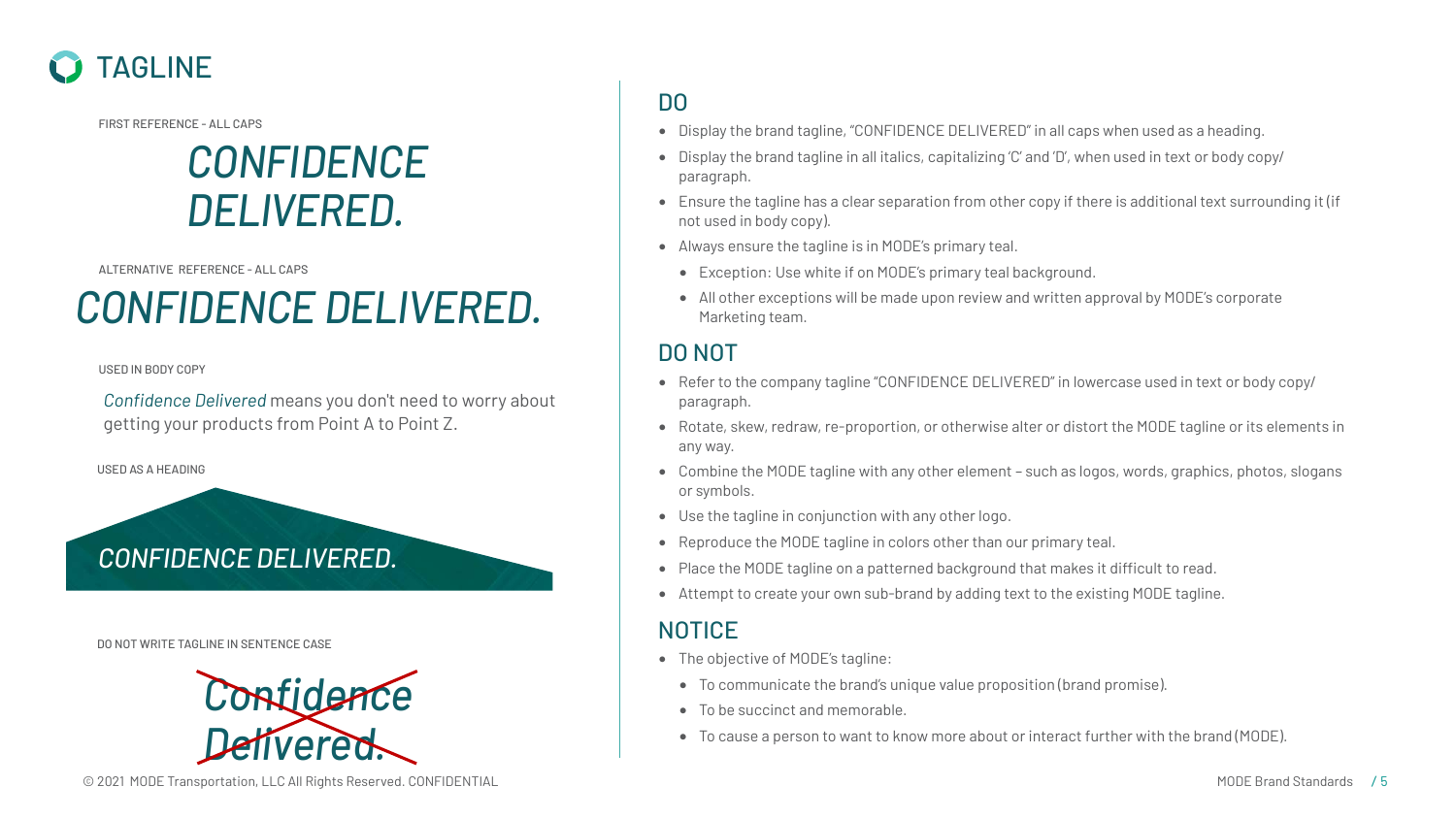# TAGLINE

FIRST REFERENCE - ALL CAPS

*CONFIDENCE DELIVERED.*

ALTERNATIVE REFERENCE - ALL CAPS

*CONFIDENCE DELIVERED.*

USED IN BODY COPY

*Confidence Delivered* means you don't need to worry about getting your products from Point A to Point Z.

USED AS A HEADING

*CONFIDENCE DELIVERED.*

DO NOT WRITE TAGLINE IN SENTENCE CASE

~~*Confidence Delivered.*~~

## DO

- Display the brand tagline, "CONFIDENCE DELIVERED" in all caps when used as a heading.
- Display the brand tagline in all italics, capitalizing 'C' and 'D', when used in text or body copy/paragraph.
- Ensure the tagline has a clear separation from other copy if there is additional text surrounding it (if not used in body copy).
- Always ensure the tagline is in MODE's primary teal.
  - Exception: Use white if on MODE's primary teal background.
  - All other exceptions will be made upon review and written approval by MODE's corporate Marketing team.

## DO NOT

- Refer to the company tagline "CONFIDENCE DELIVERED" in lowercase used in text or body copy/paragraph.
- Rotate, skew, redraw, re-proportion, or otherwise alter or distort the MODE tagline or its elements in any way.
- Combine the MODE tagline with any other element – such as logos, words, graphics, photos, slogans or symbols.
- Use the tagline in conjunction with any other logo.
- Reproduce the MODE tagline in colors other than our primary teal.
- Place the MODE tagline on a patterned background that makes it difficult to read.
- Attempt to create your own sub-brand by adding text to the existing MODE tagline.

## NOTICE

- The objective of MODE's tagline:
  - To communicate the brand's unique value proposition (brand promise).
  - To be succinct and memorable.
  - To cause a person to want to know more about or interact further with the brand (MODE).

© 2021 MODE Transportation, LLC All Rights Reserved. CONFIDENTIAL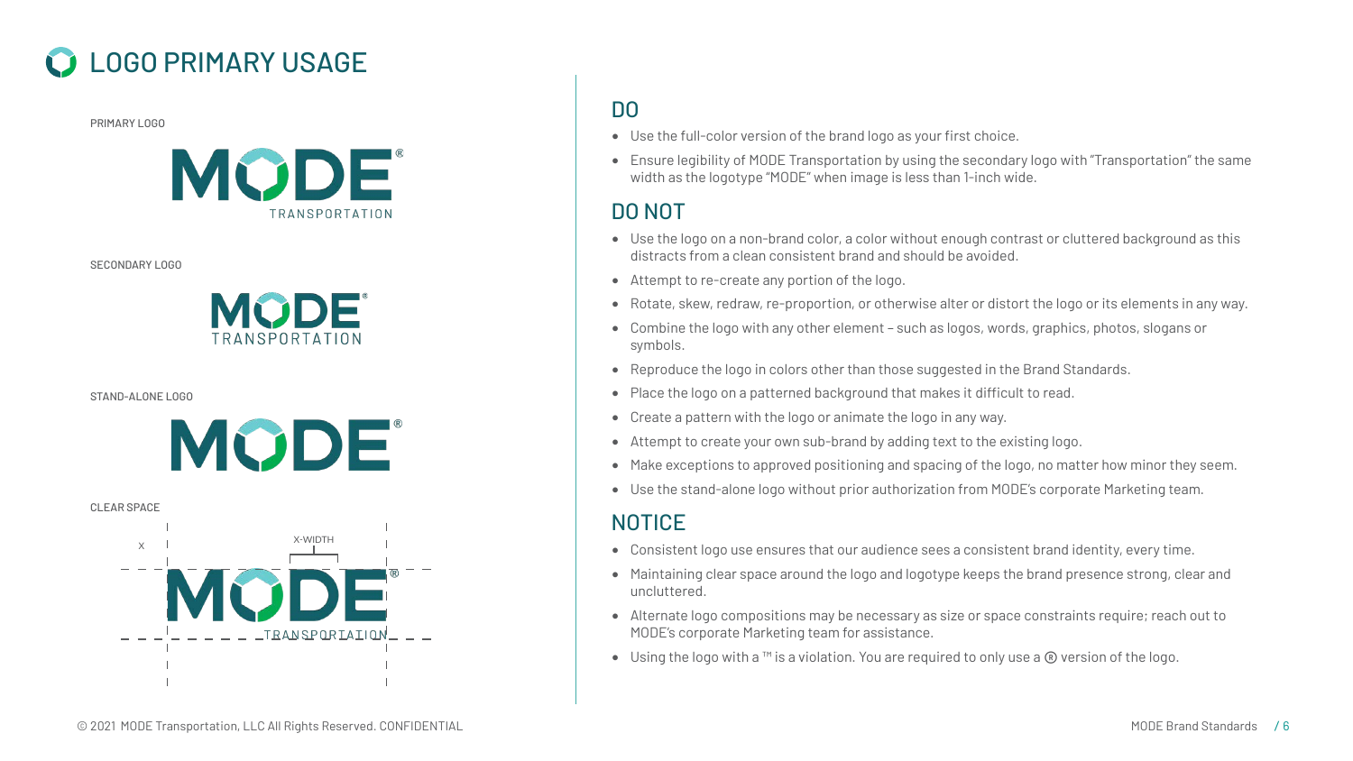# LOGO PRIMARY USAGE

PRIMARY LOGO

SECONDARY LOGO

STAND-ALONE LOGO

CLEAR SPACE

X

X-WIDTH

## DO

- Use the full-color version of the brand logo as your first choice.
- Ensure legibility of MODE Transportation by using the secondary logo with "Transportation" the same width as the logotype "MODE" when image is less than 1-inch wide.

## DO NOT

- Use the logo on a non-brand color, a color without enough contrast or cluttered background as this distracts from a clean consistent brand and should be avoided.
- Attempt to re-create any portion of the logo.
- Rotate, skew, redraw, re-proportion, or otherwise alter or distort the logo or its elements in any way.
- Combine the logo with any other element – such as logos, words, graphics, photos, slogans or symbols.
- Reproduce the logo in colors other than those suggested in the Brand Standards.
- Place the logo on a patterned background that makes it difficult to read.
- Create a pattern with the logo or animate the logo in any way.
- Attempt to create your own sub-brand by adding text to the existing logo.
- Make exceptions to approved positioning and spacing of the logo, no matter how minor they seem.
- Use the stand-alone logo without prior authorization from MODE's corporate Marketing team.

## NOTICE

- Consistent logo use ensures that our audience sees a consistent brand identity, every time.
- Maintaining clear space around the logo and logotype keeps the brand presence strong, clear and uncluttered.
- Alternate logo compositions may be necessary as size or space constraints require; reach out to MODE's corporate Marketing team for assistance.
- Using the logo with a ™ is a violation. You are required to only use a ® version of the logo.

© 2021 MODE Transportation, LLC All Rights Reserved. CONFIDENTIAL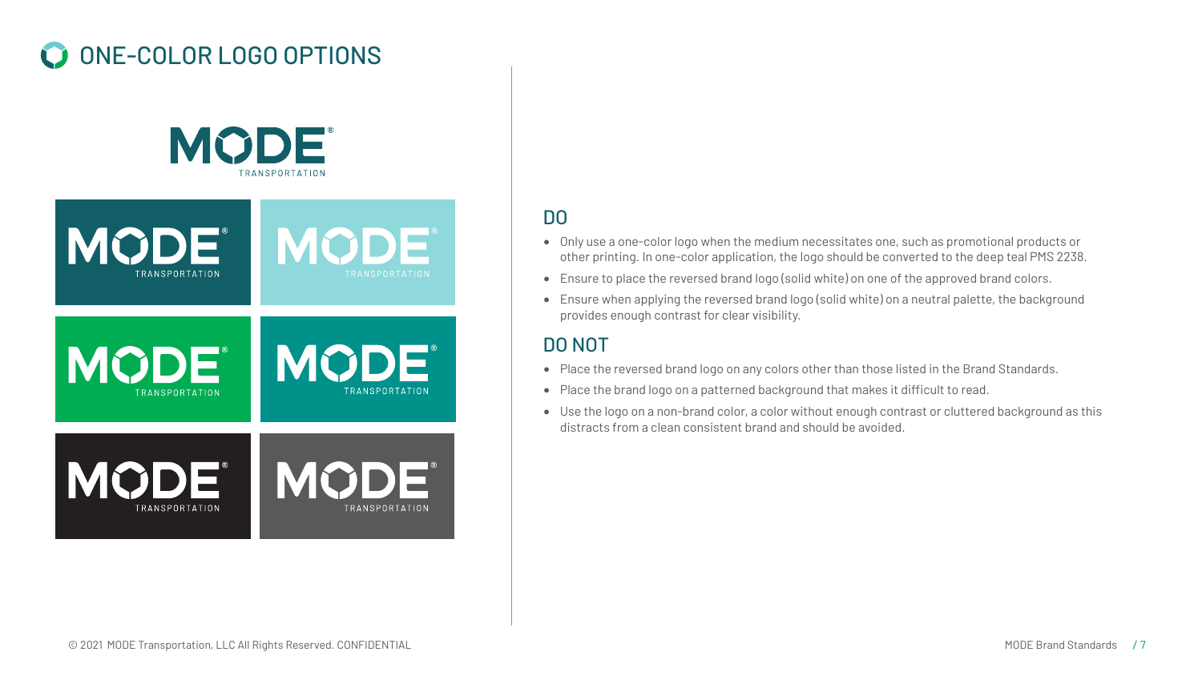# ONE-COLOR LOGO OPTIONS

## DO

- Only use a one-color logo when the medium necessitates one, such as promotional products or other printing. In one-color application, the logo should be converted to the deep teal PMS 2238.
- Ensure to place the reversed brand logo (solid white) on one of the approved brand colors.
- Ensure when applying the reversed brand logo (solid white) on a neutral palette, the background provides enough contrast for clear visibility.

## DO NOT

- Place the reversed brand logo on any colors other than those listed in the Brand Standards.
- Place the brand logo on a patterned background that makes it difficult to read.
- Use the logo on a non-brand color, a color without enough contrast or cluttered background as this distracts from a clean consistent brand and should be avoided.

© 2021 MODE Transportation, LLC All Rights Reserved. CONFIDENTIAL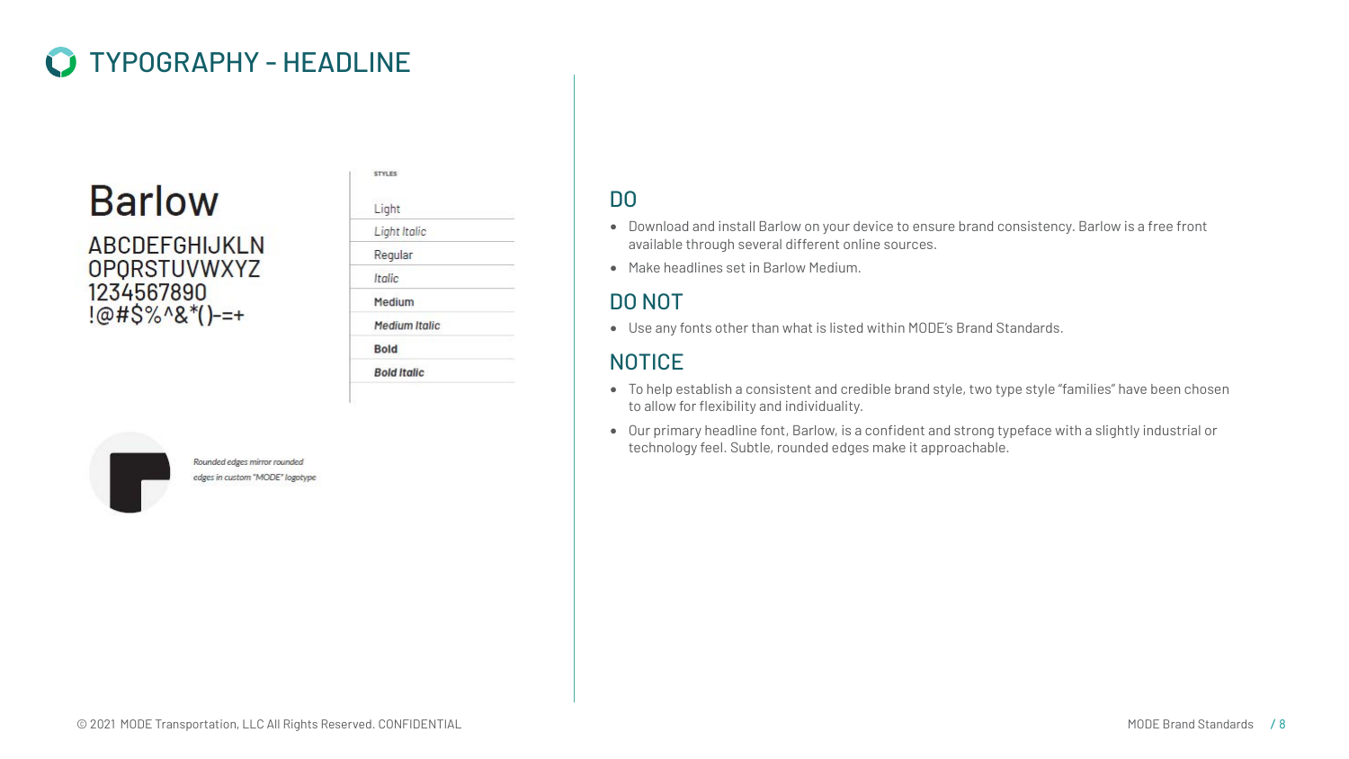# TYPOGRAPHY - HEADLINE

Barlow

ABCDEFGHIJKLN
OPQRSTUVWXYZ
1234567890
!@#$%^&*()-=+

STYLES

- Light
- *Light Italic*
- Regular
- *Italic*
- Medium
- *Medium Italic*
- **Bold**
- ***Bold Italic***

*Rounded edges mirror rounded edges in custom "MODE" logotype*

## DO

- Download and install Barlow on your device to ensure brand consistency. Barlow is a free front available through several different online sources.
- Make headlines set in Barlow Medium.

## DO NOT

- Use any fonts other than what is listed within MODE's Brand Standards.

## NOTICE

- To help establish a consistent and credible brand style, two type style "families" have been chosen to allow for flexibility and individuality.
- Our primary headline font, Barlow, is a confident and strong typeface with a slightly industrial or technology feel. Subtle, rounded edges make it approachable.

© 2021 MODE Transportation, LLC All Rights Reserved. CONFIDENTIAL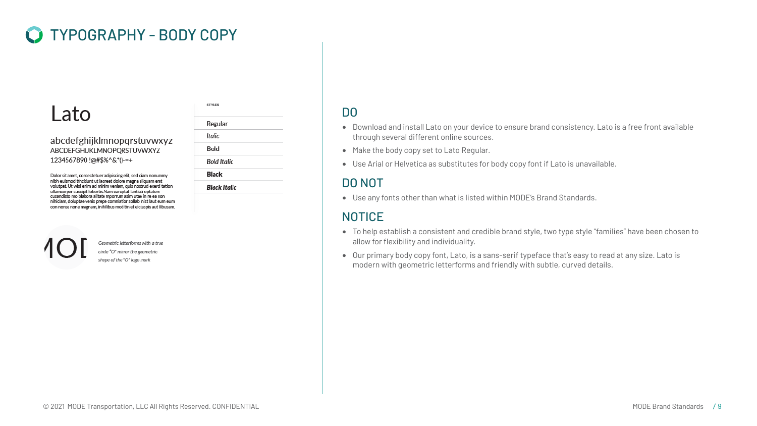# TYPOGRAPHY - BODY COPY

## Lato

abcdefghijklmnopqrstuvwxyz
ABCDEFGHIJKLMNOPQRSTUVWXYZ
1234567890 !@#$%^&*()-=+

Dolor sit amet, consectetuer adipiscing elit, sed diam nonummy nibh euismod tincidunt ut laoreet dolore magna aliquam erat volutpat. Ut wisi enim ad minim veniam, quis nostrud exerci tation ullamcorper suscipit lobortis.Nam earuptat lantiati optatem cusandisto mo blabora alitate mporrum asim utae in re ea non nihiciam, doluptae venis prepe comniatior sollab inist laut eum eum con nonse none magnam, inihilibus moditin et eictaspis aut libusam.

**STYLES**

Regular
*Italic*
**Bold**
***Bold Italic***
**Black**
***Black Italic***

MOD

*Geometric letterforms with a true circle "O" mirror the geometric shape of the "O" logo mark*

## DO

- Download and install Lato on your device to ensure brand consistency. Lato is a free front available through several different online sources.
- Make the body copy set to Lato Regular.
- Use Arial or Helvetica as substitutes for body copy font if Lato is unavailable.

## DO NOT

- Use any fonts other than what is listed within MODE's Brand Standards.

## NOTICE

- To help establish a consistent and credible brand style, two type style "families" have been chosen to allow for flexibility and individuality.
- Our primary body copy font, Lato, is a sans-serif typeface that's easy to read at any size. Lato is modern with geometric letterforms and friendly with subtle, curved details.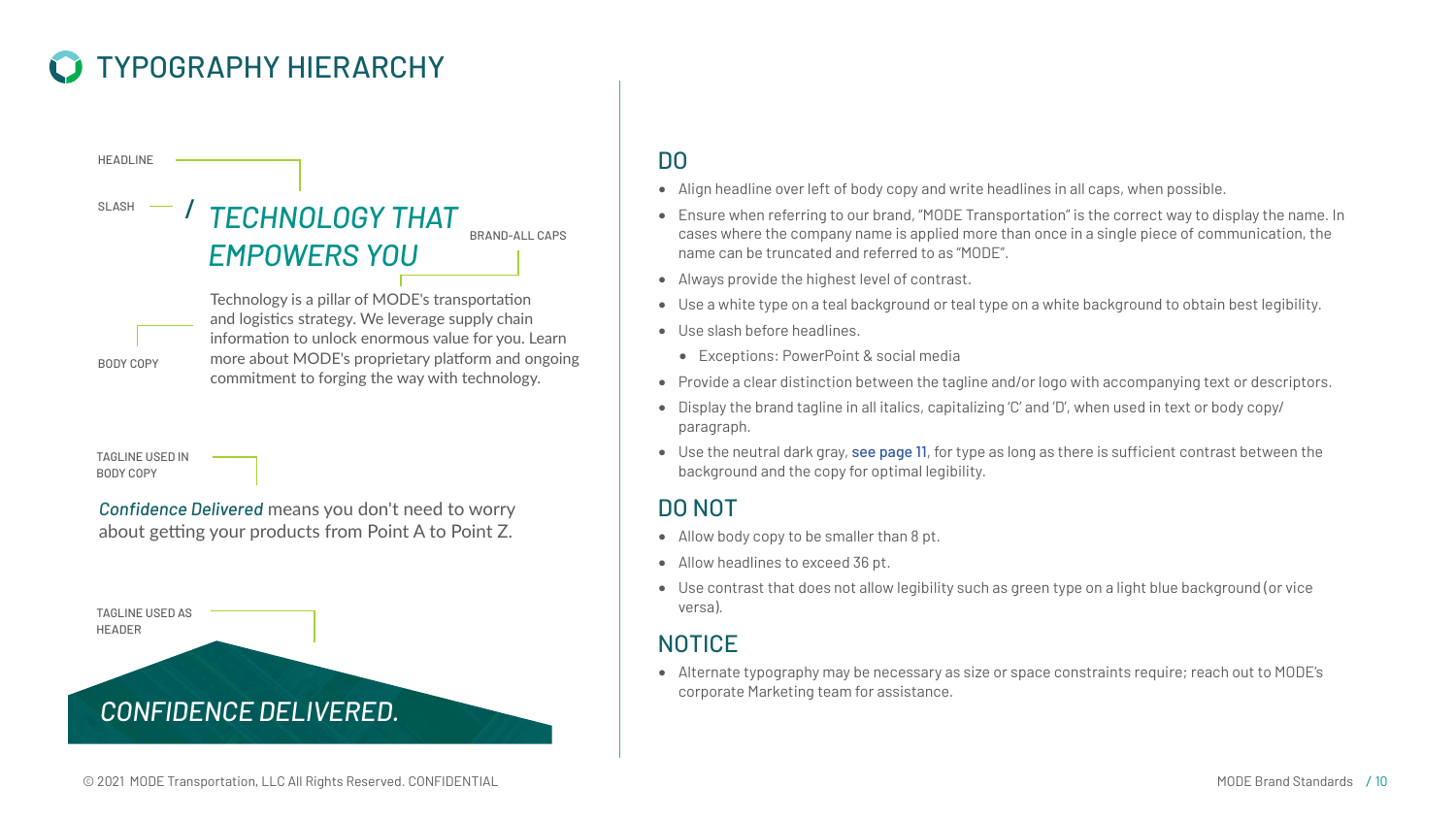# TYPOGRAPHY HIERARCHY

HEADLINE

SLASH

/ *TECHNOLOGY THAT EMPOWERS YOU*

BRAND-ALL CAPS

BODY COPY

Technology is a pillar of MODE's transportation and logistics strategy. We leverage supply chain information to unlock enormous value for you. Learn more about MODE's proprietary platform and ongoing commitment to forging the way with technology.

TAGLINE USED IN BODY COPY

***Confidence Delivered*** means you don't need to worry about getting your products from Point A to Point Z.

TAGLINE USED AS HEADER

*CONFIDENCE DELIVERED.*

## DO

- Align headline over left of body copy and write headlines in all caps, when possible.
- Ensure when referring to our brand, "MODE Transportation" is the correct way to display the name. In cases where the company name is applied more than once in a single piece of communication, the name can be truncated and referred to as "MODE".
- Always provide the highest level of contrast.
- Use a white type on a teal background or teal type on a white background to obtain best legibility.
- Use slash before headlines.
  - Exceptions: PowerPoint & social media
- Provide a clear distinction between the tagline and/or logo with accompanying text or descriptors.
- Display the brand tagline in all italics, capitalizing 'C' and 'D', when used in text or body copy/paragraph.
- Use the neutral dark gray, see page 11, for type as long as there is sufficient contrast between the background and the copy for optimal legibility.

## DO NOT

- Allow body copy to be smaller than 8 pt.
- Allow headlines to exceed 36 pt.
- Use contrast that does not allow legibility such as green type on a light blue background (or vice versa).

## NOTICE

- Alternate typography may be necessary as size or space constraints require; reach out to MODE's corporate Marketing team for assistance.

© 2021 MODE Transportation, LLC All Rights Reserved. CONFIDENTIAL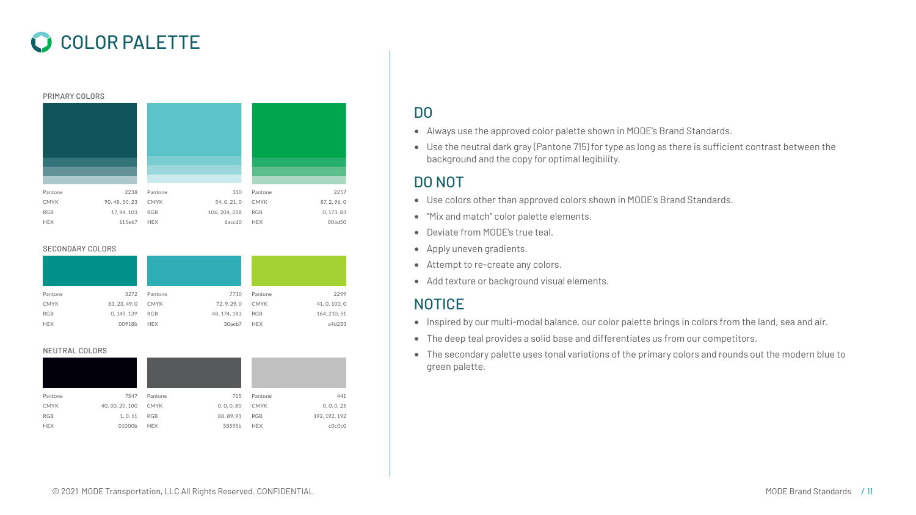# COLOR PALETTE

### PRIMARY COLORS

| | | | | | |
|---|---|---|---|---|---|
| Pantone | 2238 | Pantone | 310 | Pantone | 2257 |
| CMYK | 90, 48, 50, 23 | CMYK | 54, 0, 21, 0 | CMYK | 87, 2, 96, 0 |
| RGB | 17, 94, 103 | RGB | 106, 204, 208 | RGB | 0, 173, 83 |
| HEX | 115e67 | HEX | 6accd0 | HEX | 00ad50 |

### SECONDARY COLORS

| | | | | | |
|---|---|---|---|---|---|
| Pantone | 3272 | Pantone | 7710 | Pantone | 2299 |
| CMYK | 83, 23, 49, 0 | CMYK | 72, 9, 29, 0 | CMYK | 41, 0, 100, 0 |
| RGB | 0, 145, 139 | RGB | 48, 174, 183 | RGB | 164, 210, 51 |
| HEX | 00918b | HEX | 30aeb7 | HEX | a4d233 |

### NEUTRAL COLORS

| | | | | | |
|---|---|---|---|---|---|
| Pantone | 7547 | Pantone | 715 | Pantone | 441 |
| CMYK | 40, 30, 20, 100 | CMYK | 0, 0, 0, 80 | CMYK | 0, 0, 0, 25 |
| RGB | 1, 0, 11 | RGB | 88, 89, 91 | RGB | 192, 192, 192 |
| HEX | 01000b | HEX | 58595b | HEX | c0c0c0 |

## DO

- Always use the approved color palette shown in MODE's Brand Standards.
- Use the neutral dark gray (Pantone 715) for type as long as there is sufficient contrast between the background and the copy for optimal legibility.

## DO NOT

- Use colors other than approved colors shown in MODE's Brand Standards.
- "Mix and match" color palette elements.
- Deviate from MODE's true teal.
- Apply uneven gradients.
- Attempt to re-create any colors.
- Add texture or background visual elements.

## NOTICE

- Inspired by our multi-modal balance, our color palette brings in colors from the land, sea and air.
- The deep teal provides a solid base and differentiates us from our competitors.
- The secondary palette uses tonal variations of the primary colors and rounds out the modern blue to green palette.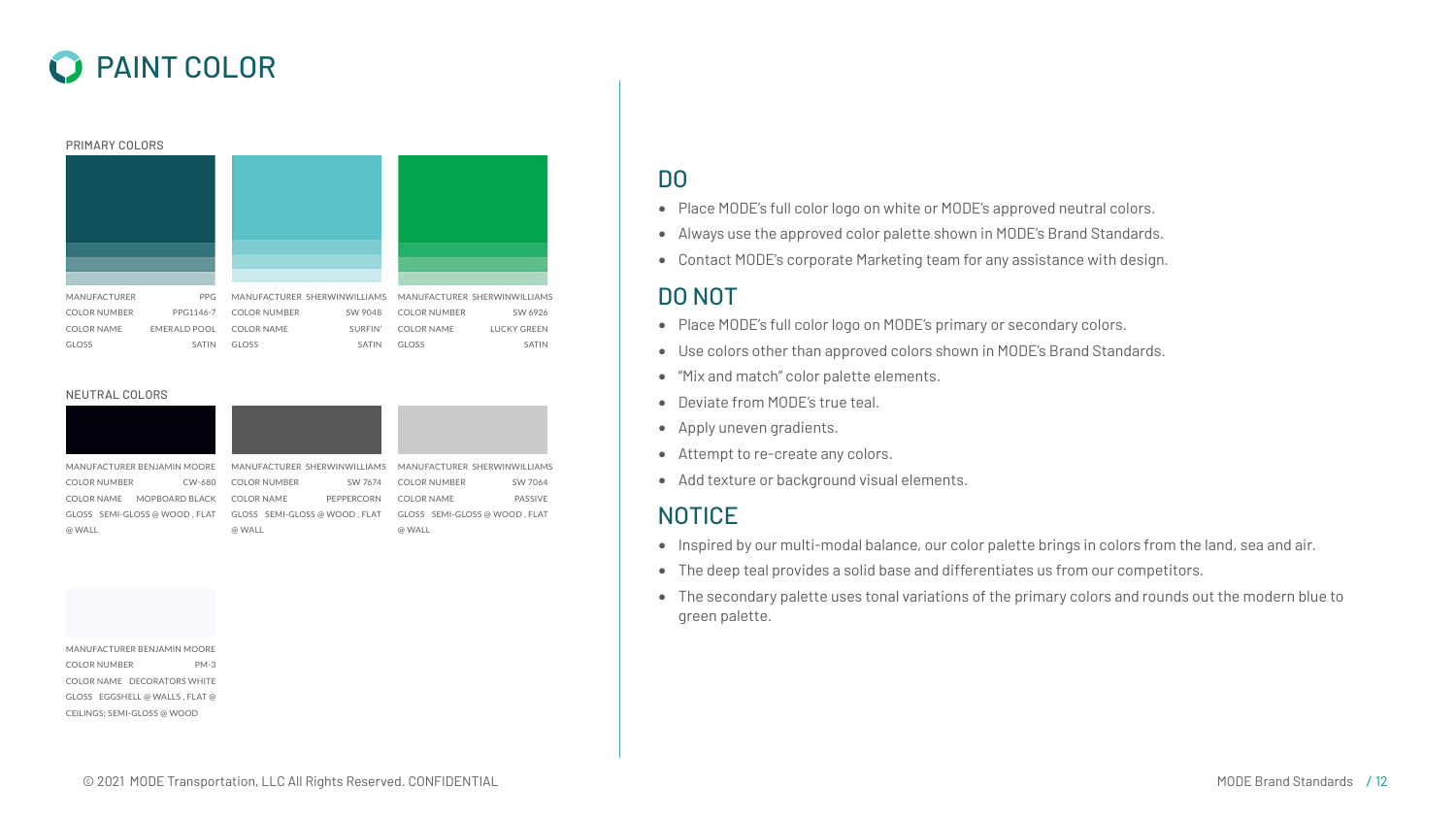# PAINT COLOR

## PRIMARY COLORS

| MANUFACTURER | PPG | MANUFACTURER | SHERWINWILLIAMS | MANUFACTURER | SHERWINWILLIAMS |
|---|---|---|---|---|---|
| COLOR NUMBER | PPG1146-7 | COLOR NUMBER | SW 9048 | COLOR NUMBER | SW 6926 |
| COLOR NAME | EMERALD POOL | COLOR NAME | SURFIN' | COLOR NAME | LUCKY GREEN |
| GLOSS | SATIN | GLOSS | SATIN | GLOSS | SATIN |

## NEUTRAL COLORS

| MANUFACTURER | BENJAMIN MOORE | MANUFACTURER | SHERWINWILLIAMS | MANUFACTURER | SHERWINWILLIAMS |
|---|---|---|---|---|---|
| COLOR NUMBER | CW-680 | COLOR NUMBER | SW 7674 | COLOR NUMBER | SW 7064 |
| COLOR NAME | MOPBOARD BLACK | COLOR NAME | PEPPERCORN | COLOR NAME | PASSIVE |
| GLOSS | SEMI-GLOSS @ WOOD , FLAT @ WALL | GLOSS | SEMI-GLOSS @ WOOD , FLAT @ WALL | GLOSS | SEMI-GLOSS @ WOOD , FLAT @ WALL |

| MANUFACTURER | BENJAMIN MOORE |
|---|---|
| COLOR NUMBER | PM-3 |
| COLOR NAME | DECORATORS WHITE |
| GLOSS | EGGSHELL @ WALLS , FLAT @ CEILINGS; SEMI-GLOSS @ WOOD |

## DO

- Place MODE's full color logo on white or MODE's approved neutral colors.
- Always use the approved color palette shown in MODE's Brand Standards.
- Contact MODE's corporate Marketing team for any assistance with design.

## DO NOT

- Place MODE's full color logo on MODE's primary or secondary colors.
- Use colors other than approved colors shown in MODE's Brand Standards.
- "Mix and match" color palette elements.
- Deviate from MODE's true teal.
- Apply uneven gradients.
- Attempt to re-create any colors.
- Add texture or background visual elements.

## NOTICE

- Inspired by our multi-modal balance, our color palette brings in colors from the land, sea and air.
- The deep teal provides a solid base and differentiates us from our competitors.
- The secondary palette uses tonal variations of the primary colors and rounds out the modern blue to green palette.

© 2021 MODE Transportation, LLC All Rights Reserved. CONFIDENTIAL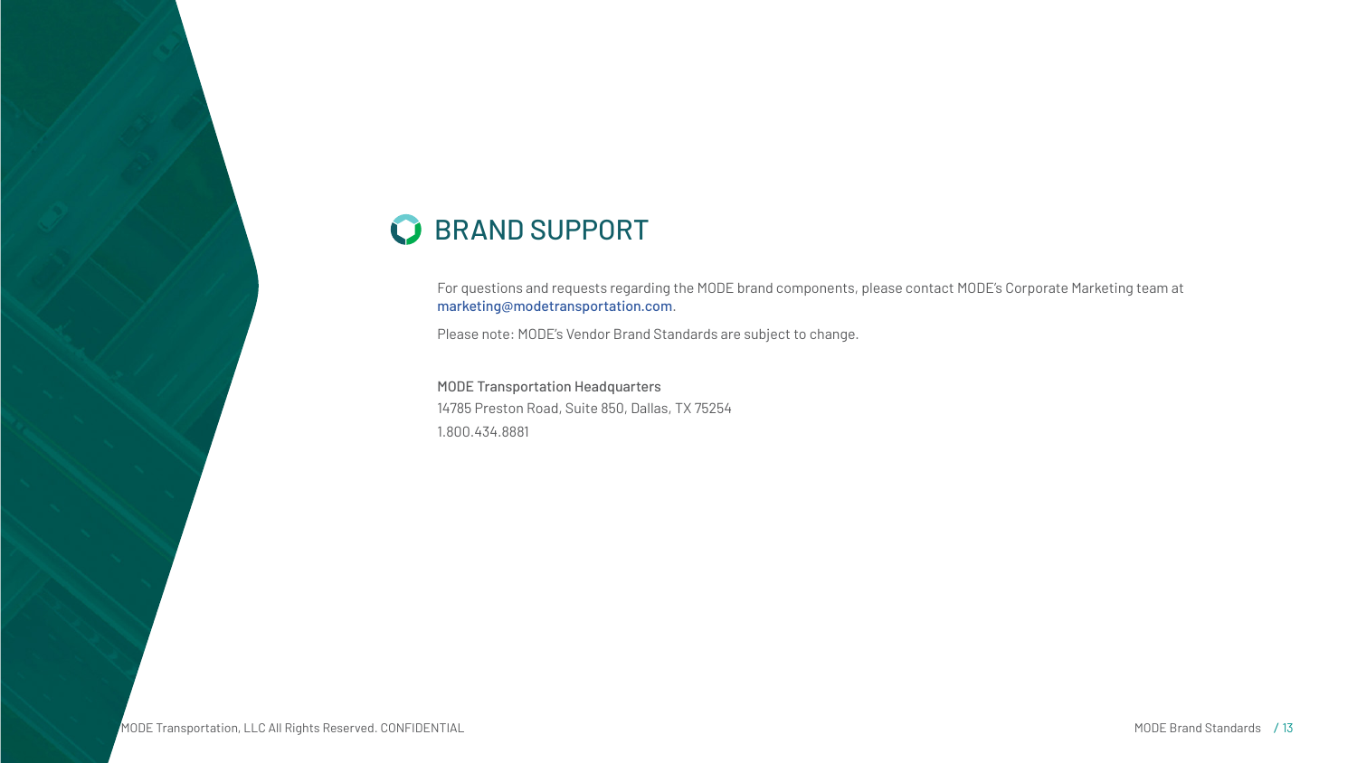# BRAND SUPPORT

For questions and requests regarding the MODE brand components, please contact MODE's Corporate Marketing team at marketing@modetransportation.com.

Please note: MODE's Vendor Brand Standards are subject to change.

**MODE Transportation Headquarters**
14785 Preston Road, Suite 850, Dallas, TX 75254
1.800.434.8881